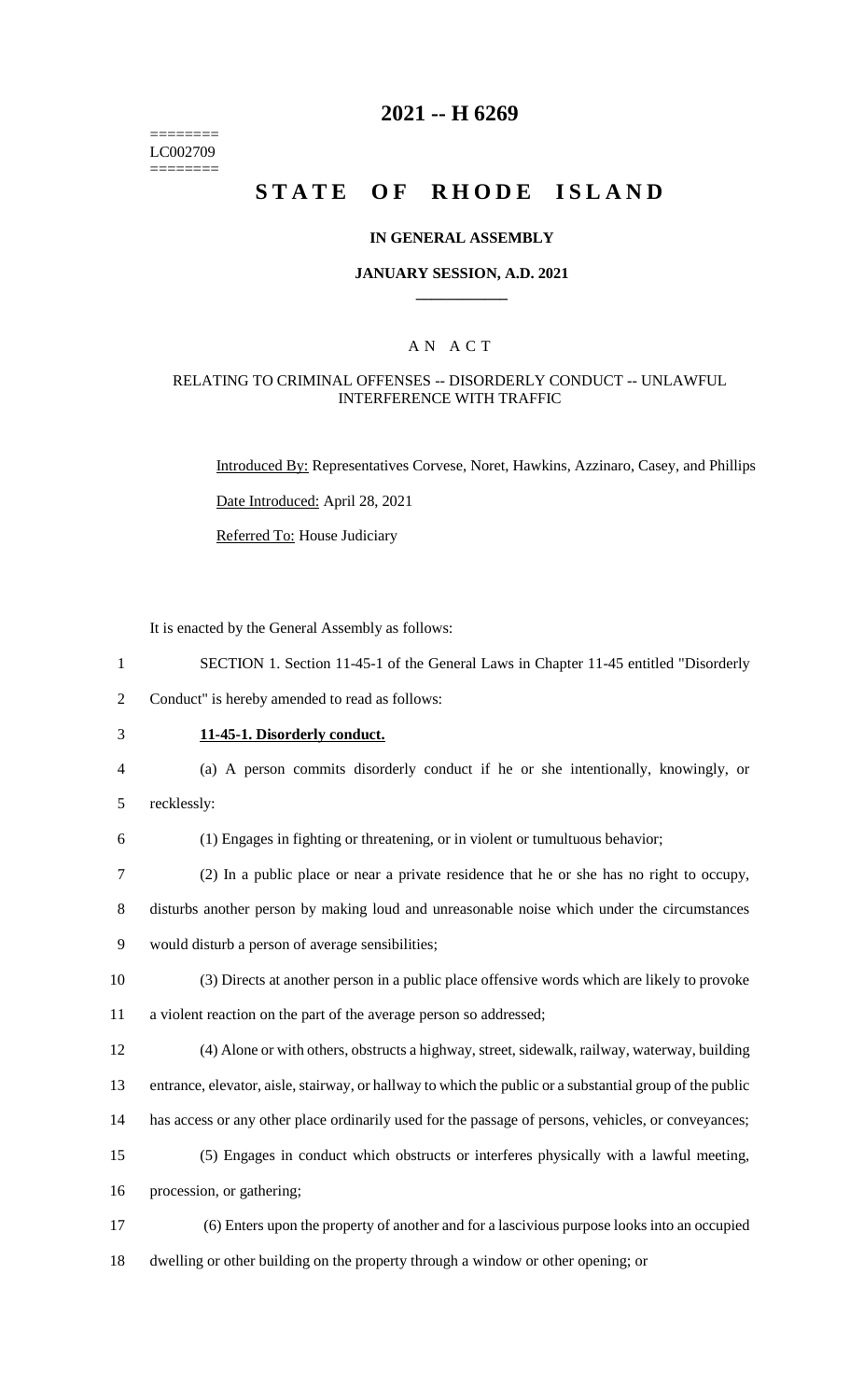========
LC002709
========

# 2021 -- H 6269

# STATE OF RHODE ISLAND

### IN GENERAL ASSEMBLY

### JANUARY SESSION, A.D. 2021

## A N A C T

### RELATING TO CRIMINAL OFFENSES -- DISORDERLY CONDUCT -- UNLAWFUL INTERFERENCE WITH TRAFFIC

Introduced By: Representatives Corvese, Noret, Hawkins, Azzinaro, Casey, and Phillips

Date Introduced: April 28, 2021

Referred To: House Judiciary

It is enacted by the General Assembly as follows:

1 SECTION 1. Section 11-45-1 of the General Laws in Chapter 11-45 entitled "Disorderly
2 Conduct" is hereby amended to read as follows:

3 **11-45-1. Disorderly conduct.**

4 (a) A person commits disorderly conduct if he or she intentionally, knowingly, or
5 recklessly:

6 (1) Engages in fighting or threatening, or in violent or tumultuous behavior;

7 (2) In a public place or near a private residence that he or she has no right to occupy,
8 disturbs another person by making loud and unreasonable noise which under the circumstances
9 would disturb a person of average sensibilities;

10 (3) Directs at another person in a public place offensive words which are likely to provoke
11 a violent reaction on the part of the average person so addressed;

12 (4) Alone or with others, obstructs a highway, street, sidewalk, railway, waterway, building
13 entrance, elevator, aisle, stairway, or hallway to which the public or a substantial group of the public
14 has access or any other place ordinarily used for the passage of persons, vehicles, or conveyances;

15 (5) Engages in conduct which obstructs or interferes physically with a lawful meeting,
16 procession, or gathering;

17 (6) Enters upon the property of another and for a lascivious purpose looks into an occupied
18 dwelling or other building on the property through a window or other opening; or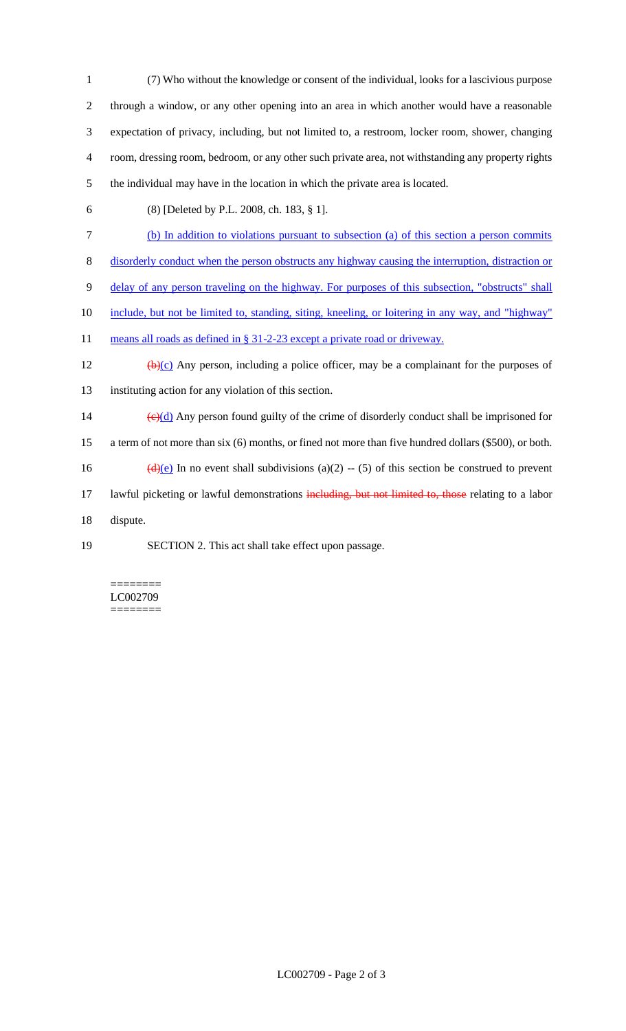(7) Who without the knowledge or consent of the individual, looks for a lascivious purpose through a window, or any other opening into an area in which another would have a reasonable expectation of privacy, including, but not limited to, a restroom, locker room, shower, changing room, dressing room, bedroom, or any other such private area, not withstanding any property rights the individual may have in the location in which the private area is located.

(8) [Deleted by P.L. 2008, ch. 183, § 1].

(b) In addition to violations pursuant to subsection (a) of this section a person commits disorderly conduct when the person obstructs any highway causing the interruption, distraction or delay of any person traveling on the highway. For purposes of this subsection, "obstructs" shall include, but not be limited to, standing, siting, kneeling, or loitering in any way, and "highway" means all roads as defined in § 31-2-23 except a private road or driveway.

~~(b)~~(c) Any person, including a police officer, may be a complainant for the purposes of instituting action for any violation of this section.

~~(c)~~(d) Any person found guilty of the crime of disorderly conduct shall be imprisoned for a term of not more than six (6) months, or fined not more than five hundred dollars ($500), or both.

~~(d)~~(e) In no event shall subdivisions (a)(2) -- (5) of this section be construed to prevent lawful picketing or lawful demonstrations ~~including, but not limited to, those~~ relating to a labor dispute.

SECTION 2. This act shall take effect upon passage.

========
LC002709
========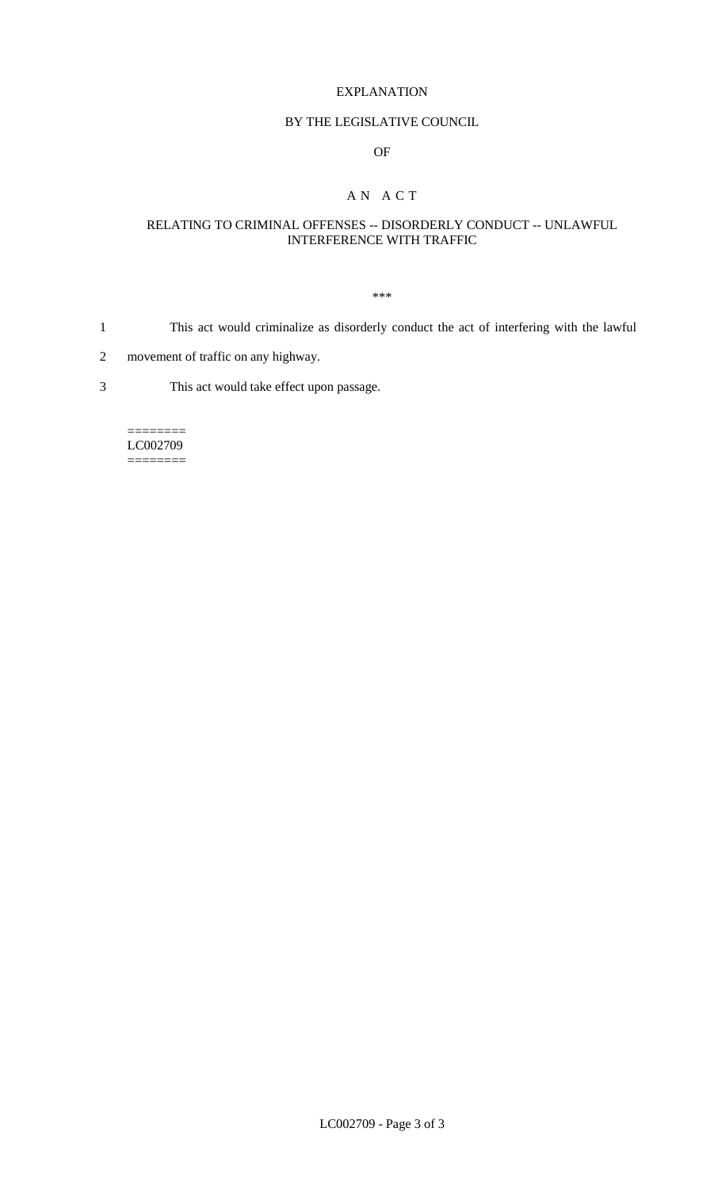EXPLANATION

BY THE LEGISLATIVE COUNCIL

OF

A N A C T

RELATING TO CRIMINAL OFFENSES -- DISORDERLY CONDUCT -- UNLAWFUL INTERFERENCE WITH TRAFFIC

\*\*\*

1 This act would criminalize as disorderly conduct the act of interfering with the lawful

2 movement of traffic on any highway.

3 This act would take effect upon passage.

========
LC002709
========